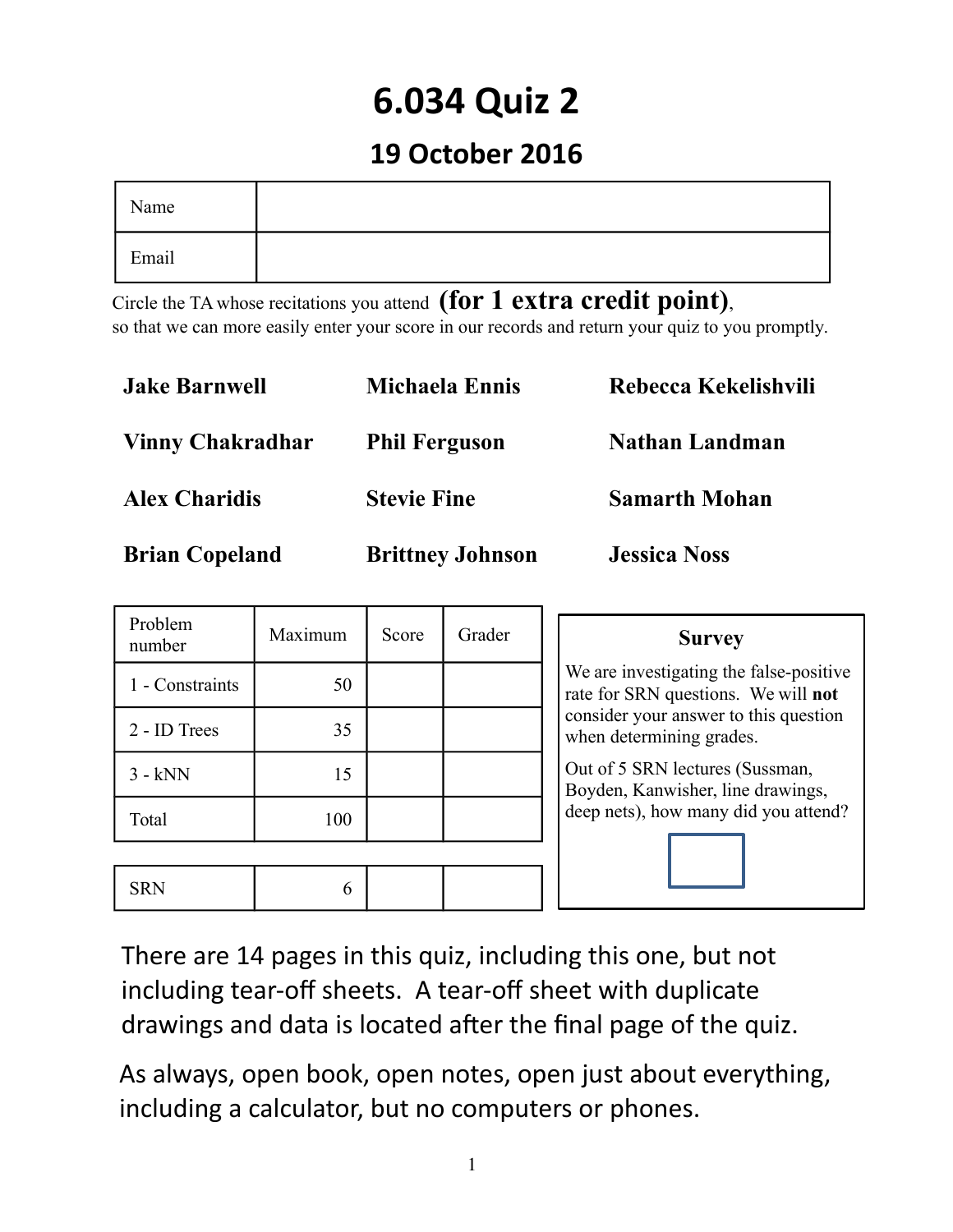# 6.034 Quiz 2

## 19 October 2016

| Name | |
|---|---|
| Email | |

Circle the TA whose recitations you attend **(for 1 extra credit point)**, so that we can more easily enter your score in our records and return your quiz to you promptly.

| | | |
|---|---|---|
| **Jake Barnwell** | **Michaela Ennis** | **Rebecca Kekelishvili** |
| **Vinny Chakradhar** | **Phil Ferguson** | **Nathan Landman** |
| **Alex Charidis** | **Stevie Fine** | **Samarth Mohan** |
| **Brian Copeland** | **Brittney Johnson** | **Jessica Noss** |

| Problem number | Maximum | Score | Grader |
|---|---|---|---|
| 1 - Constraints | 50 | | |
| 2 - ID Trees | 35 | | |
| 3 - kNN | 15 | | |
| Total | 100 | | |

| | | | |
|---|---|---|---|
| SRN | 6 | | |

**Survey**

We are investigating the false-positive rate for SRN questions. We will **not** consider your answer to this question when determining grades.

Out of 5 SRN lectures (Sussman, Boyden, Kanwisher, line drawings, deep nets), how many did you attend?

There are 14 pages in this quiz, including this one, but not including tear-off sheets. A tear-off sheet with duplicate drawings and data is located after the final page of the quiz.

As always, open book, open notes, open just about everything, including a calculator, but no computers or phones.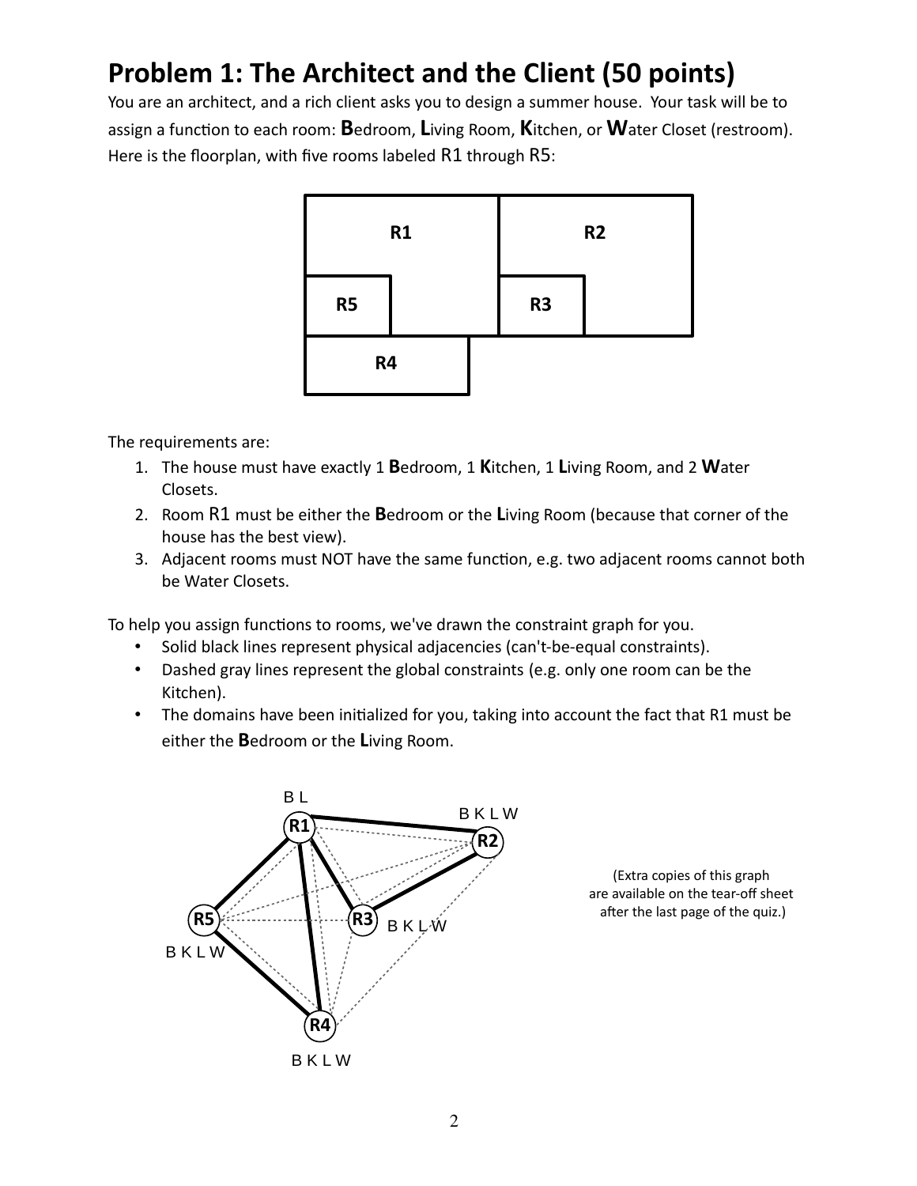# Problem 1: The Architect and the Client (50 points)

You are an architect, and a rich client asks you to design a summer house. Your task will be to assign a function to each room: **B**edroom, **L**iving Room, **K**itchen, or **W**ater Closet (restroom). Here is the floorplan, with five rooms labeled R1 through R5:

The requirements are:

1. The house must have exactly 1 **B**edroom, 1 **K**itchen, 1 **L**iving Room, and 2 **W**ater Closets.
2. Room R1 must be either the **B**edroom or the **L**iving Room (because that corner of the house has the best view).
3. Adjacent rooms must NOT have the same function, e.g. two adjacent rooms cannot both be Water Closets.

To help you assign functions to rooms, we've drawn the constraint graph for you.

- Solid black lines represent physical adjacencies (can't-be-equal constraints).
- Dashed gray lines represent the global constraints (e.g. only one room can be the Kitchen).
- The domains have been initialized for you, taking into account the fact that R1 must be either the **B**edroom or the **L**iving Room.

(Extra copies of this graph are available on the tear-off sheet after the last page of the quiz.)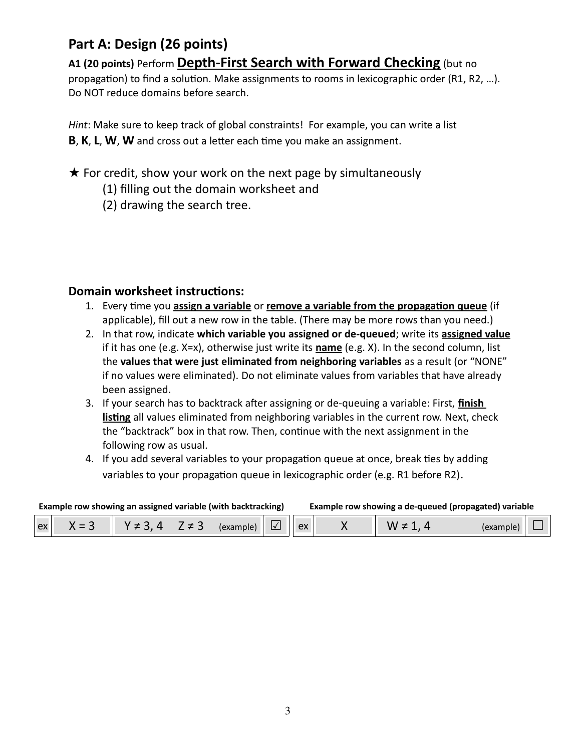## Part A: Design (26 points)

**A1 (20 points)** Perform <u>**Depth-First Search with Forward Checking**</u> (but no propagation) to find a solution. Make assignments to rooms in lexicographic order (R1, R2, …). Do NOT reduce domains before search.

*Hint*: Make sure to keep track of global constraints! For example, you can write a list **B**, **K**, **L**, **W**, **W** and cross out a letter each time you make an assignment.

★ For credit, show your work on the next page by simultaneously
  (1) filling out the domain worksheet and
  (2) drawing the search tree.

### Domain worksheet instructions:

1. Every time you <u>**assign a variable**</u> or <u>**remove a variable from the propagation queue**</u> (if applicable), fill out a new row in the table. (There may be more rows than you need.)
2. In that row, indicate **which variable you assigned or de-queued**; write its <u>**assigned value**</u> if it has one (e.g. X=x), otherwise just write its <u>**name**</u> (e.g. X). In the second column, list the **values that were just eliminated from neighboring variables** as a result (or "NONE" if no values were eliminated). Do not eliminate values from variables that have already been assigned.
3. If your search has to backtrack after assigning or de-queuing a variable: First, <u>**finish listing**</u> all values eliminated from neighboring variables in the current row. Next, check the "backtrack" box in that row. Then, continue with the next assignment in the following row as usual.
4. If you add several variables to your propagation queue at once, break ties by adding variables to your propagation queue in lexicographic order (e.g. R1 before R2).

**Example row showing an assigned variable (with backtracking)**

| ex | X = 3 | Y ≠ 3, 4 Z ≠ 3 (example) | ☑ |
|---|---|---|---|

**Example row showing a de-queued (propagated) variable**

| ex | X | W ≠ 1, 4 (example) | ☐ |
|---|---|---|---|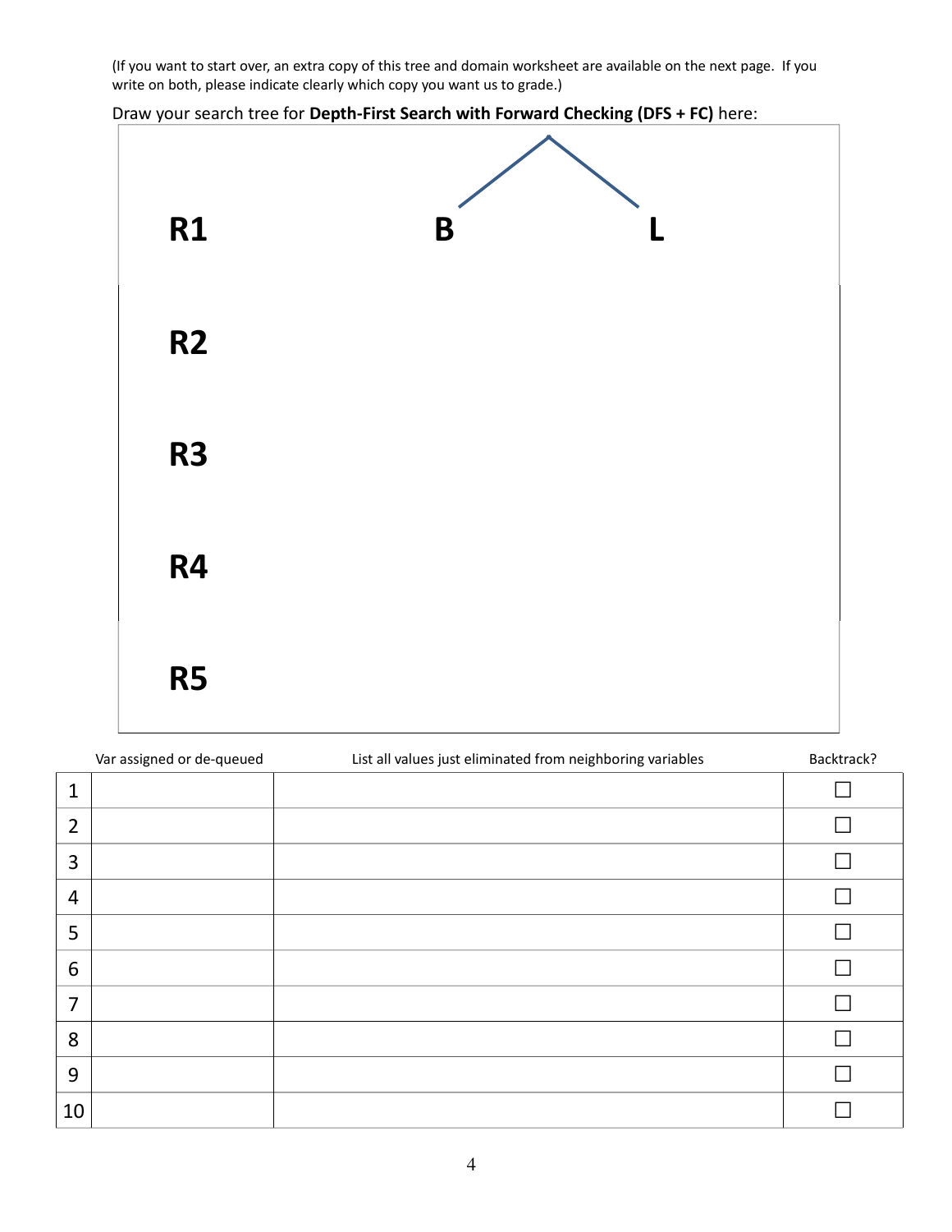(If you want to start over, an extra copy of this tree and domain worksheet are available on the next page. If you write on both, please indicate clearly which copy you want us to grade.)

Draw your search tree for **Depth-First Search with Forward Checking (DFS + FC)** here:

**R1** B L

**R2**

**R3**

**R4**

**R5**

| | Var assigned or de-queued | List all values just eliminated from neighboring variables | Backtrack? |
|---|---|---|---|
| 1 | | | ☐ |
| 2 | | | ☐ |
| 3 | | | ☐ |
| 4 | | | ☐ |
| 5 | | | ☐ |
| 6 | | | ☐ |
| 7 | | | ☐ |
| 8 | | | ☐ |
| 9 | | | ☐ |
| 10 | | | ☐ |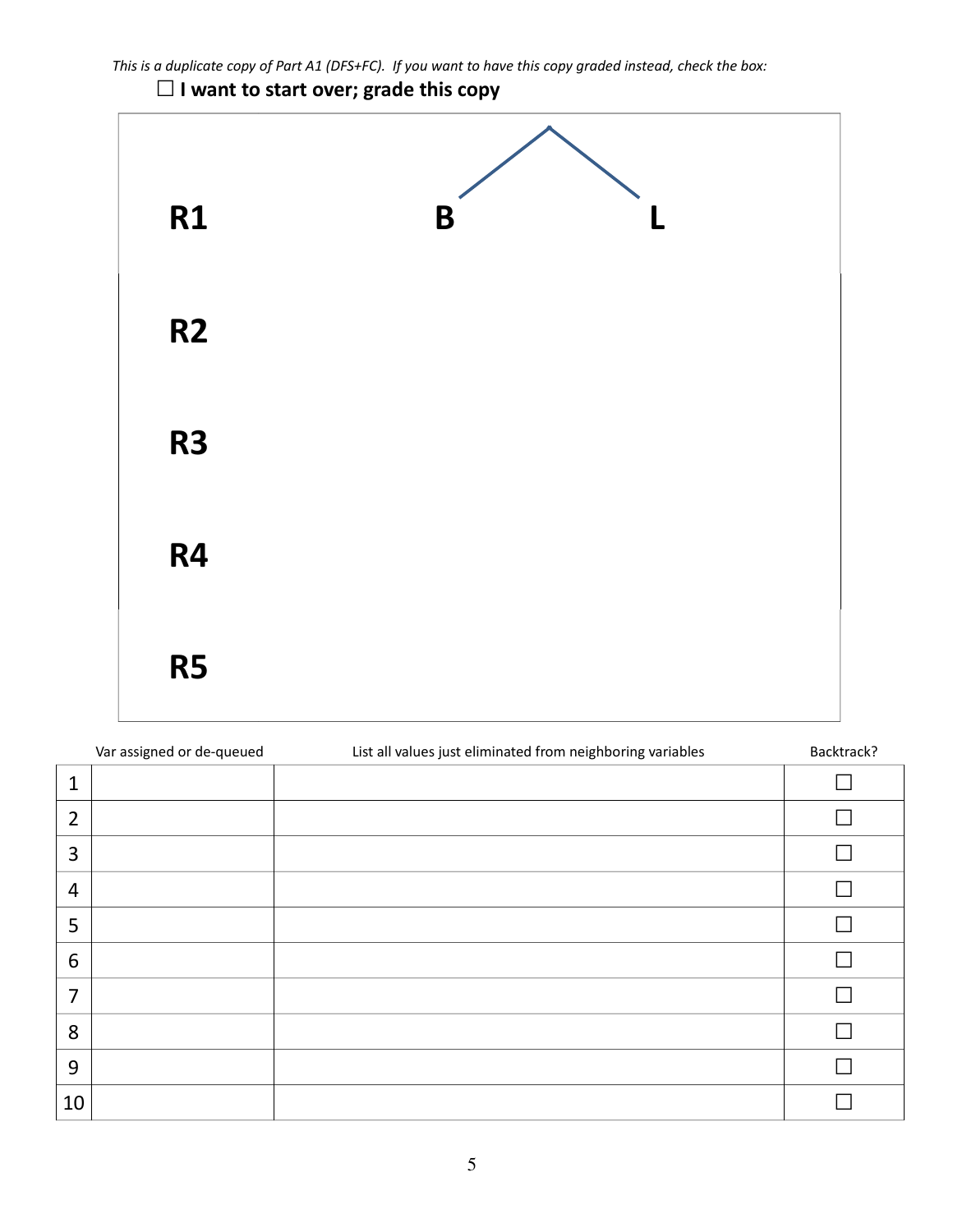*This is a duplicate copy of Part A1 (DFS+FC). If you want to have this copy graded instead, check the box:*

☐ **I want to start over; grade this copy**

**R1** **B** **L**

**R2**

**R3**

**R4**

**R5**

| | Var assigned or de-queued | List all values just eliminated from neighboring variables | Backtrack? |
|---|---|---|---|
| 1 | | | ☐ |
| 2 | | | ☐ |
| 3 | | | ☐ |
| 4 | | | ☐ |
| 5 | | | ☐ |
| 6 | | | ☐ |
| 7 | | | ☐ |
| 8 | | | ☐ |
| 9 | | | ☐ |
| 10 | | | ☐ |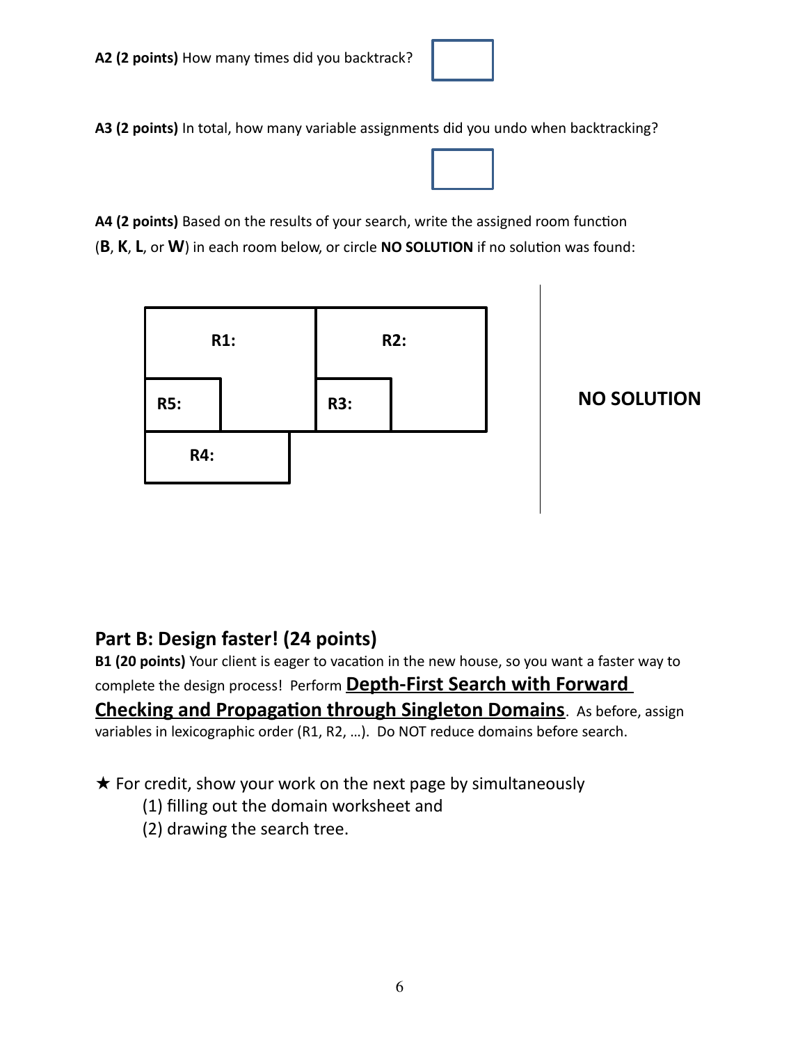**A2 (2 points)** How many times did you backtrack?

**A3 (2 points)** In total, how many variable assignments did you undo when backtracking?

**A4 (2 points)** Based on the results of your search, write the assigned room function (**B**, **K**, **L**, or **W**) in each room below, or circle **NO SOLUTION** if no solution was found:

**R1:**

**R2:**

**R5:**

**R3:**

**R4:**

**NO SOLUTION**

## Part B: Design faster! (24 points)

**B1 (20 points)** Your client is eager to vacation in the new house, so you want a faster way to complete the design process! Perform **Depth-First Search with Forward Checking and Propagation through Singleton Domains**. As before, assign variables in lexicographic order (R1, R2, …). Do NOT reduce domains before search.

★ For credit, show your work on the next page by simultaneously

(1) filling out the domain worksheet and

(2) drawing the search tree.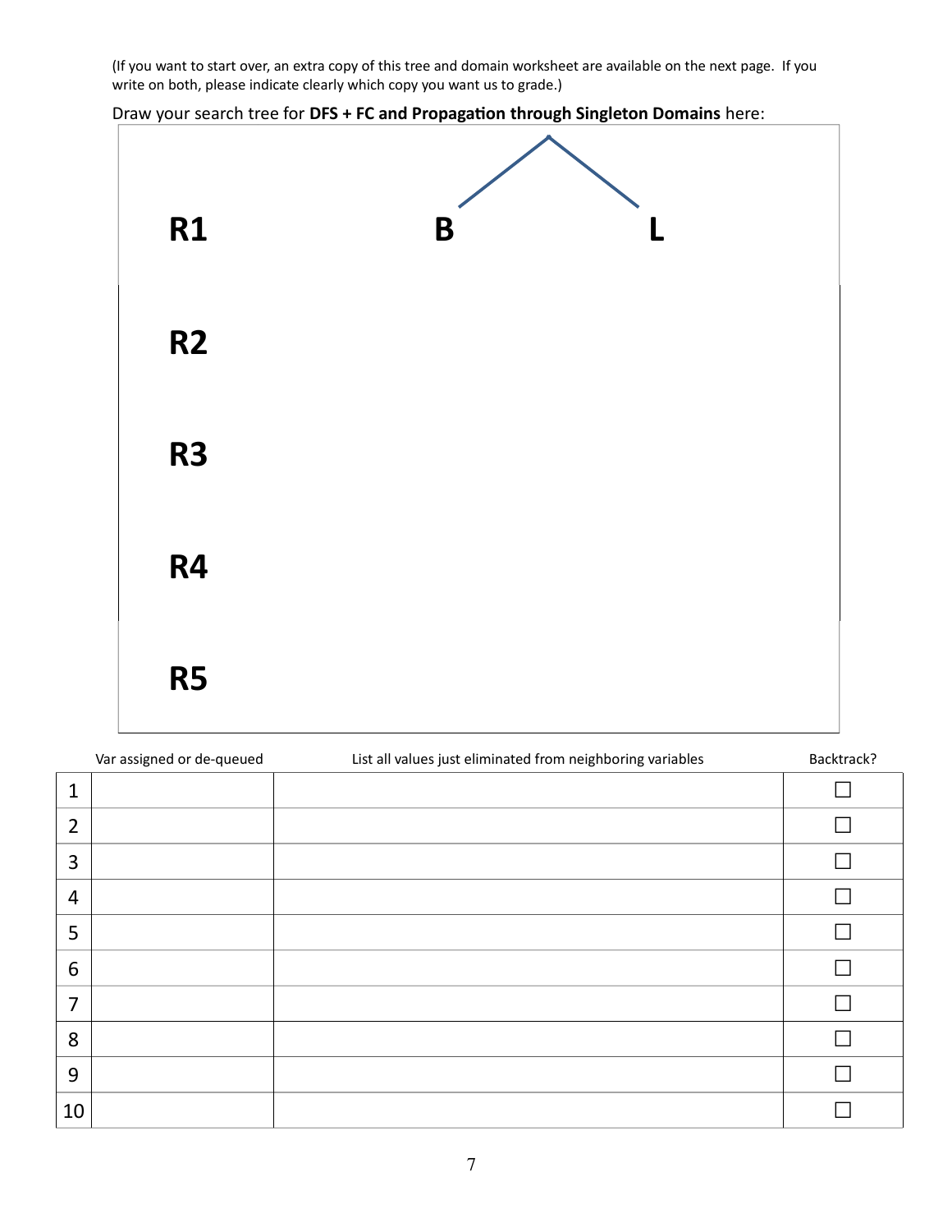(If you want to start over, an extra copy of this tree and domain worksheet are available on the next page. If you write on both, please indicate clearly which copy you want us to grade.)

Draw your search tree for **DFS + FC and Propagation through Singleton Domains** here:

**R1** B L

**R2**

**R3**

**R4**

**R5**

| | Var assigned or de-queued | List all values just eliminated from neighboring variables | Backtrack? |
|---|---|---|---|
| 1 | | | ☐ |
| 2 | | | ☐ |
| 3 | | | ☐ |
| 4 | | | ☐ |
| 5 | | | ☐ |
| 6 | | | ☐ |
| 7 | | | ☐ |
| 8 | | | ☐ |
| 9 | | | ☐ |
| 10 | | | ☐ |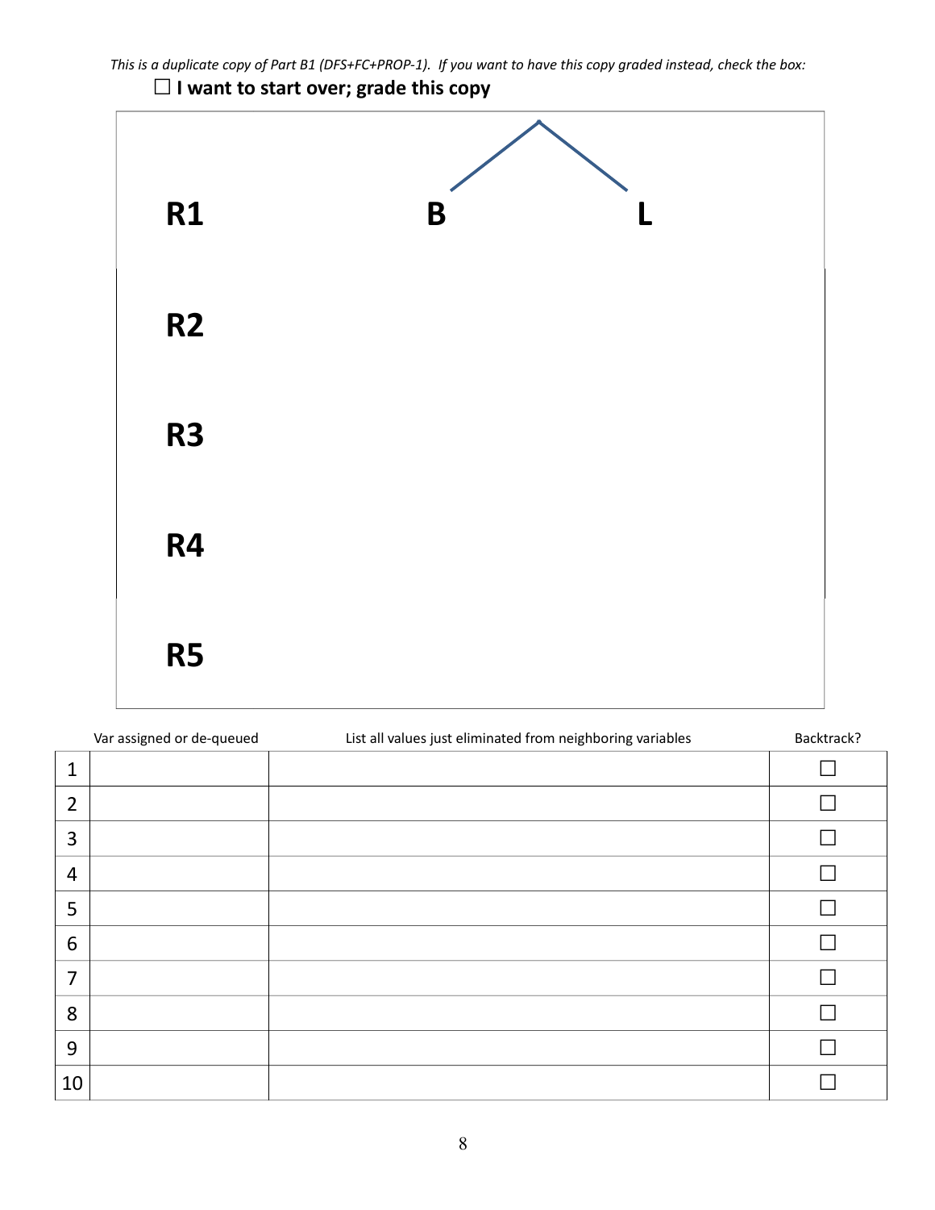*This is a duplicate copy of Part B1 (DFS+FC+PROP-1). If you want to have this copy graded instead, check the box:*

☐ **I want to start over; grade this copy**

**R1** &nbsp;&nbsp;&nbsp;&nbsp; **B** &nbsp;&nbsp;&nbsp;&nbsp; **L**

**R2**

**R3**

**R4**

**R5**

| | Var assigned or de-queued | List all values just eliminated from neighboring variables | Backtrack? |
|---|---|---|---|
| 1 | | | ☐ |
| 2 | | | ☐ |
| 3 | | | ☐ |
| 4 | | | ☐ |
| 5 | | | ☐ |
| 6 | | | ☐ |
| 7 | | | ☐ |
| 8 | | | ☐ |
| 9 | | | ☐ |
| 10 | | | ☐ |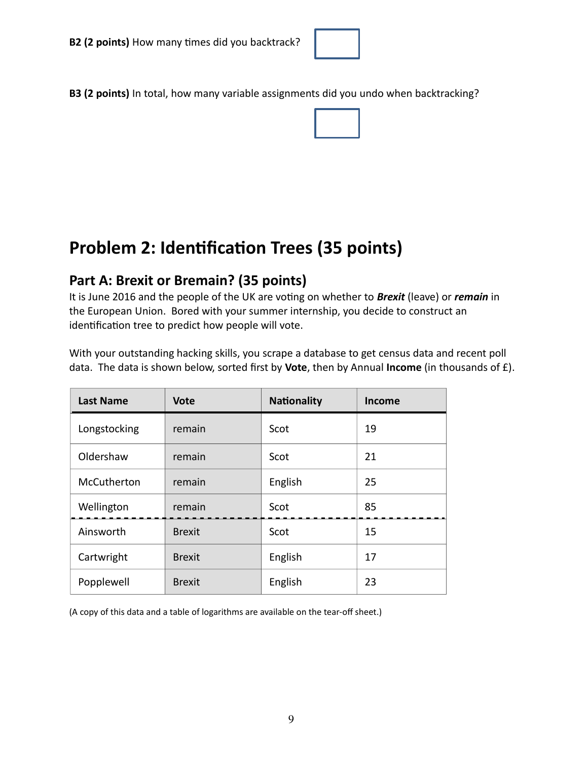**B2 (2 points)** How many times did you backtrack?

**B3 (2 points)** In total, how many variable assignments did you undo when backtracking?

# Problem 2: Identification Trees (35 points)

## Part A: Brexit or Bremain? (35 points)

It is June 2016 and the people of the UK are voting on whether to ***Brexit*** (leave) or ***remain*** in the European Union. Bored with your summer internship, you decide to construct an identification tree to predict how people will vote.

With your outstanding hacking skills, you scrape a database to get census data and recent poll data. The data is shown below, sorted first by **Vote**, then by Annual **Income** (in thousands of £).

| Last Name | Vote | Nationality | Income |
|---|---|---|---|
| Longstocking | remain | Scot | 19 |
| Oldershaw | remain | Scot | 21 |
| McCutherton | remain | English | 25 |
| Wellington | remain | Scot | 85 |
| Ainsworth | Brexit | Scot | 15 |
| Cartwright | Brexit | English | 17 |
| Popplewell | Brexit | English | 23 |

(A copy of this data and a table of logarithms are available on the tear-off sheet.)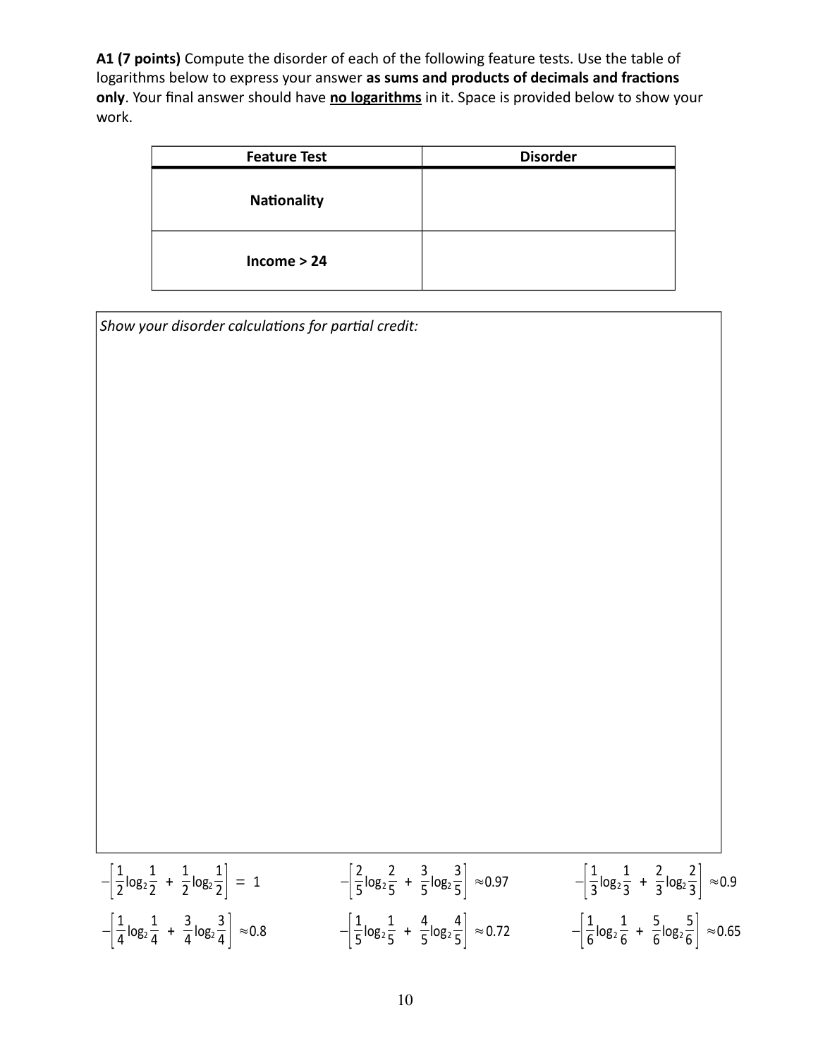**A1 (7 points)** Compute the disorder of each of the following feature tests. Use the table of logarithms below to express your answer **as sums and products of decimals and fractions only**. Your final answer should have **no logarithms** in it. Space is provided below to show your work.

| Feature Test | Disorder |
|---|---|
| **Nationality** | |
| **Income > 24** | |

*Show your disorder calculations for partial credit:*

$$-\left[\frac{1}{2}\log_2\frac{1}{2} + \frac{1}{2}\log_2\frac{1}{2}\right] = 1 \qquad -\left[\frac{2}{5}\log_2\frac{2}{5} + \frac{3}{5}\log_2\frac{3}{5}\right] \approx 0.97 \qquad -\left[\frac{1}{3}\log_2\frac{1}{3} + \frac{2}{3}\log_2\frac{2}{3}\right] \approx 0.9$$

$$-\left[\frac{1}{4}\log_2\frac{1}{4} + \frac{3}{4}\log_2\frac{3}{4}\right] \approx 0.8 \qquad -\left[\frac{1}{5}\log_2\frac{1}{5} + \frac{4}{5}\log_2\frac{4}{5}\right] \approx 0.72 \qquad -\left[\frac{1}{6}\log_2\frac{1}{6} + \frac{5}{6}\log_2\frac{5}{6}\right] \approx 0.65$$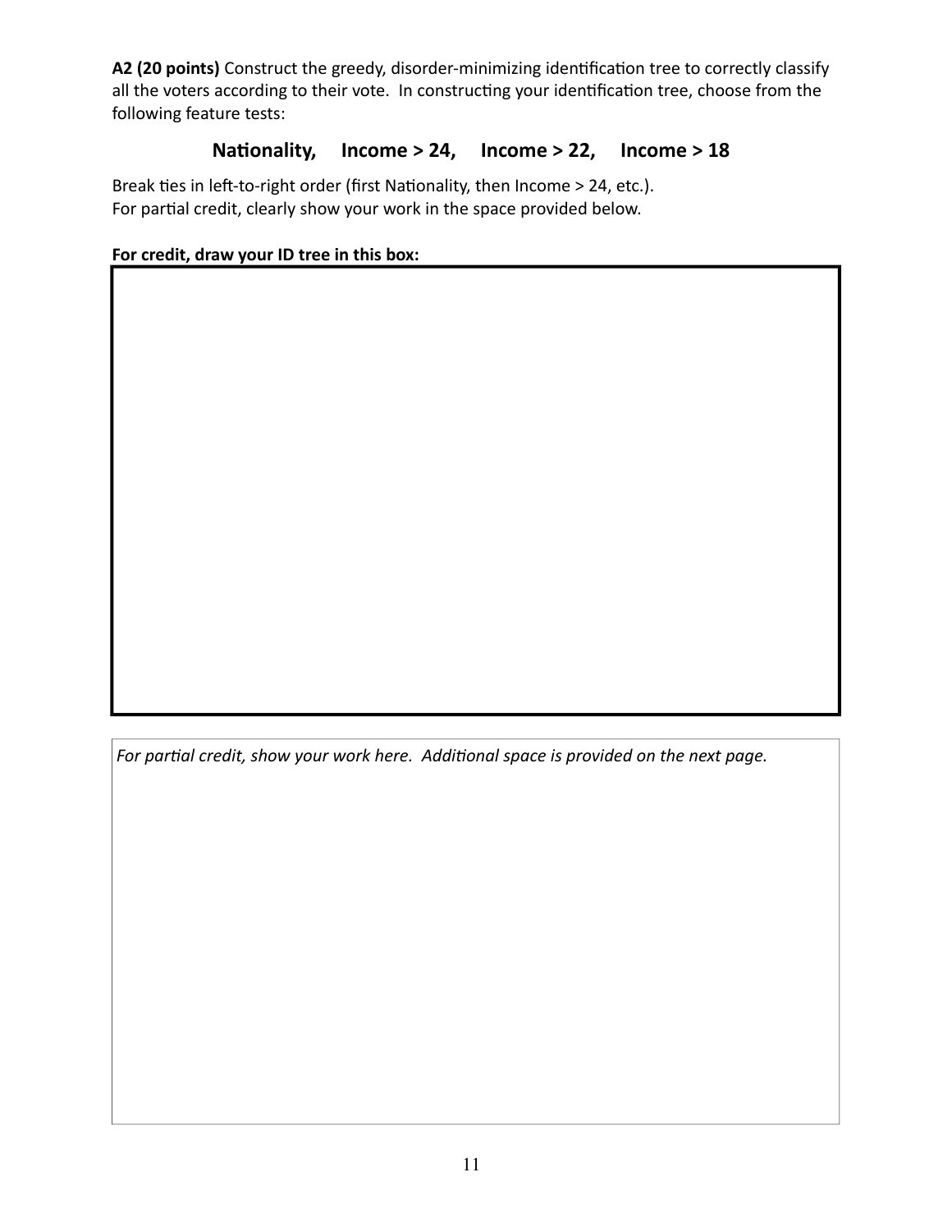**A2 (20 points)** Construct the greedy, disorder-minimizing identification tree to correctly classify all the voters according to their vote. In constructing your identification tree, choose from the following feature tests:

**Nationality, Income > 24, Income > 22, Income > 18**

Break ties in left-to-right order (first Nationality, then Income > 24, etc.).
For partial credit, clearly show your work in the space provided below.

**For credit, draw your ID tree in this box:**

*For partial credit, show your work here. Additional space is provided on the next page.*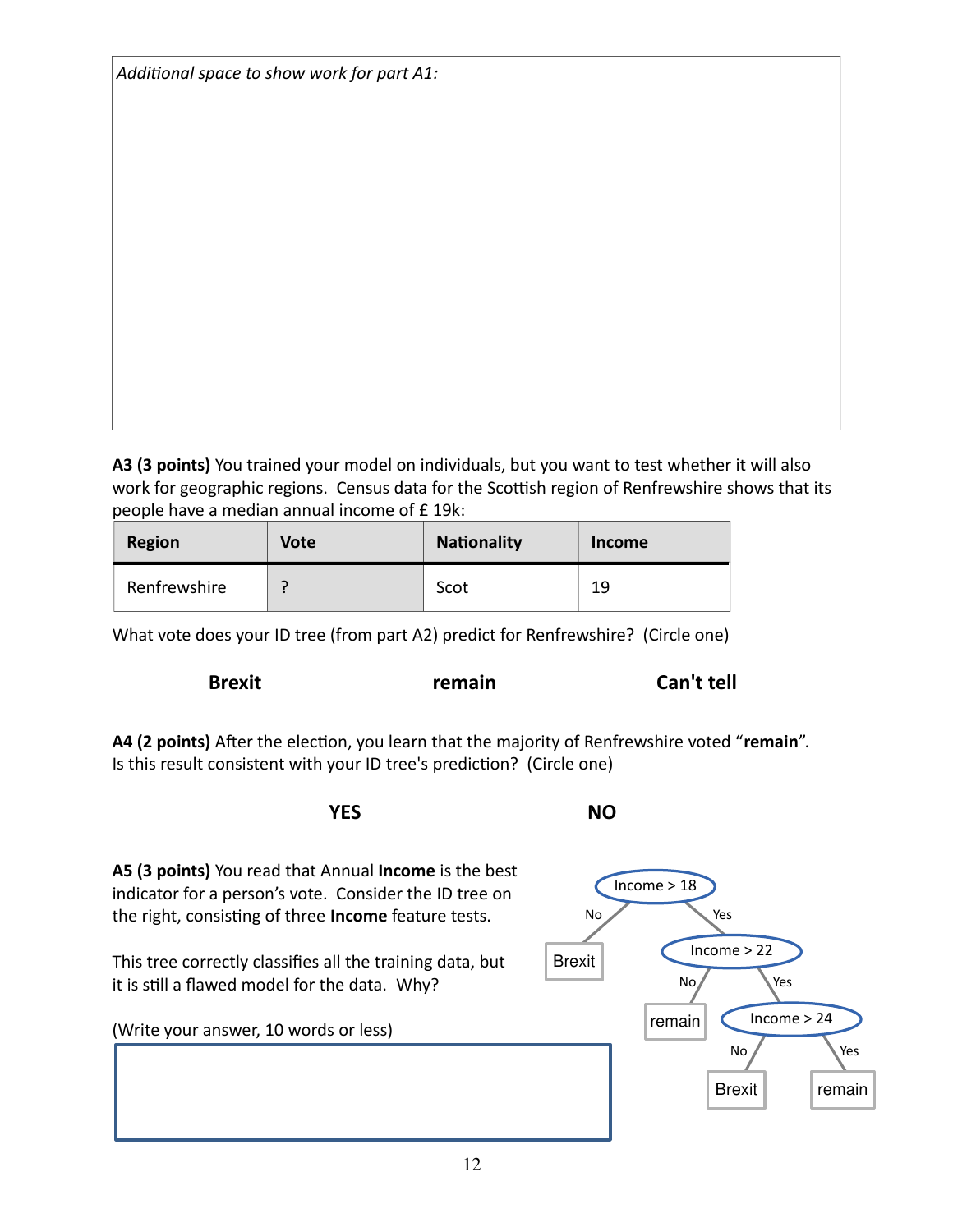*Additional space to show work for part A1:*

**A3 (3 points)** You trained your model on individuals, but you want to test whether it will also work for geographic regions. Census data for the Scottish region of Renfrewshire shows that its people have a median annual income of £ 19k:

| Region | Vote | Nationality | Income |
|---|---|---|---|
| Renfrewshire | ? | Scot | 19 |

What vote does your ID tree (from part A2) predict for Renfrewshire? (Circle one)

**Brexit** **remain** **Can't tell**

**A4 (2 points)** After the election, you learn that the majority of Renfrewshire voted "**remain**". Is this result consistent with your ID tree's prediction? (Circle one)

**YES** **NO**

**A5 (3 points)** You read that Annual **Income** is the best indicator for a person's vote. Consider the ID tree on the right, consisting of three **Income** feature tests.

This tree correctly classifies all the training data, but it is still a flawed model for the data. Why?

(Write your answer, 10 words or less)

```
Income > 18
├── No: Brexit
└── Yes: Income > 22
    ├── No: remain
    └── Yes: Income > 24
        ├── No: Brexit
        └── Yes: remain
```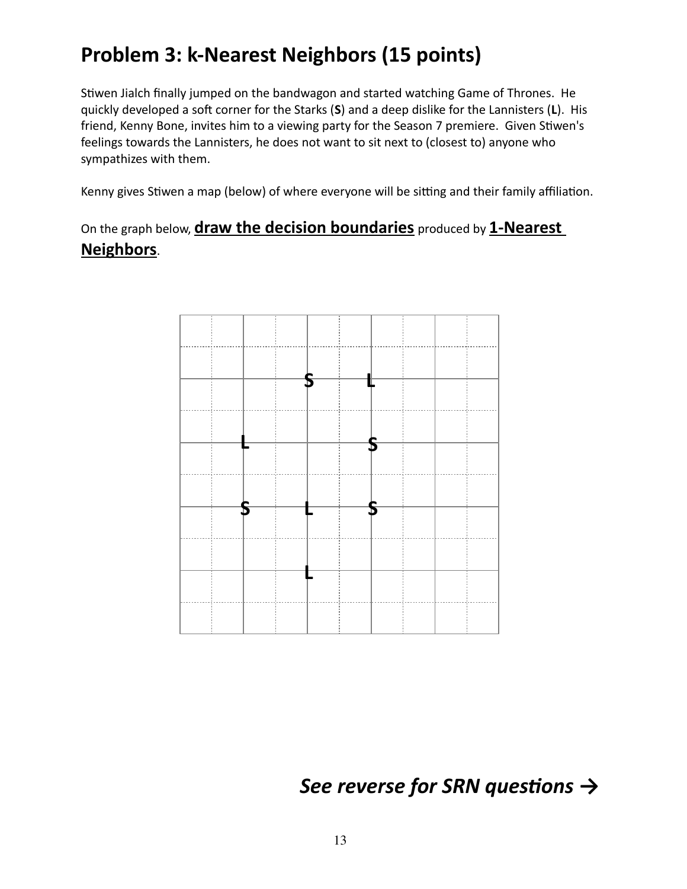# Problem 3: k-Nearest Neighbors (15 points)

Stiwen Jialch finally jumped on the bandwagon and started watching Game of Thrones. He quickly developed a soft corner for the Starks (**S**) and a deep dislike for the Lannisters (**L**). His friend, Kenny Bone, invites him to a viewing party for the Season 7 premiere. Given Stiwen's feelings towards the Lannisters, he does not want to sit next to (closest to) anyone who sympathizes with them.

Kenny gives Stiwen a map (below) of where everyone will be sitting and their family affiliation.

On the graph below, **draw the decision boundaries** produced by **1-Nearest Neighbors**.

| | | | | |
|---|---|---|---|---|
| | | S | L | |
| | L | | S | |
| | S | L | S | |
| | | L | | |

*See reverse for SRN questions →*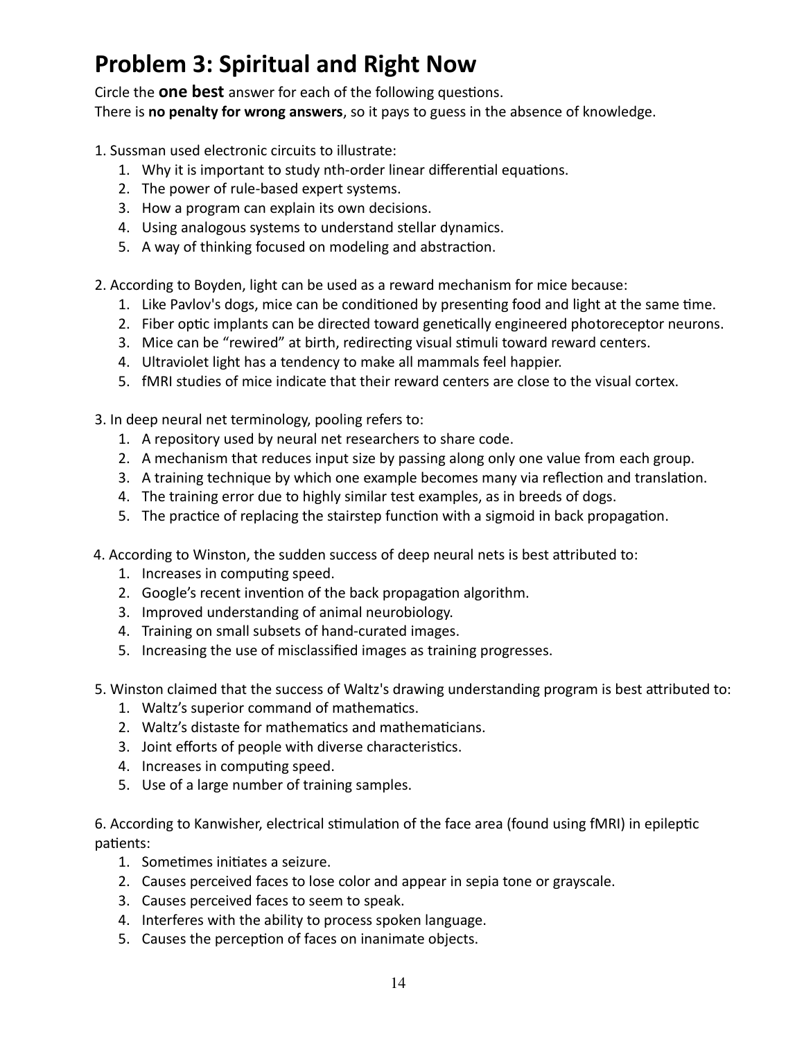# Problem 3: Spiritual and Right Now

Circle the **one best** answer for each of the following questions.
There is **no penalty for wrong answers**, so it pays to guess in the absence of knowledge.

1. Sussman used electronic circuits to illustrate:
   1. Why it is important to study nth-order linear differential equations.
   2. The power of rule-based expert systems.
   3. How a program can explain its own decisions.
   4. Using analogous systems to understand stellar dynamics.
   5. A way of thinking focused on modeling and abstraction.

2. According to Boyden, light can be used as a reward mechanism for mice because:
   1. Like Pavlov's dogs, mice can be conditioned by presenting food and light at the same time.
   2. Fiber optic implants can be directed toward genetically engineered photoreceptor neurons.
   3. Mice can be "rewired" at birth, redirecting visual stimuli toward reward centers.
   4. Ultraviolet light has a tendency to make all mammals feel happier.
   5. fMRI studies of mice indicate that their reward centers are close to the visual cortex.

3. In deep neural net terminology, pooling refers to:
   1. A repository used by neural net researchers to share code.
   2. A mechanism that reduces input size by passing along only one value from each group.
   3. A training technique by which one example becomes many via reflection and translation.
   4. The training error due to highly similar test examples, as in breeds of dogs.
   5. The practice of replacing the stairstep function with a sigmoid in back propagation.

4. According to Winston, the sudden success of deep neural nets is best attributed to:
   1. Increases in computing speed.
   2. Google's recent invention of the back propagation algorithm.
   3. Improved understanding of animal neurobiology.
   4. Training on small subsets of hand-curated images.
   5. Increasing the use of misclassified images as training progresses.

5. Winston claimed that the success of Waltz's drawing understanding program is best attributed to:
   1. Waltz's superior command of mathematics.
   2. Waltz's distaste for mathematics and mathematicians.
   3. Joint efforts of people with diverse characteristics.
   4. Increases in computing speed.
   5. Use of a large number of training samples.

6. According to Kanwisher, electrical stimulation of the face area (found using fMRI) in epileptic patients:
   1. Sometimes initiates a seizure.
   2. Causes perceived faces to lose color and appear in sepia tone or grayscale.
   3. Causes perceived faces to seem to speak.
   4. Interferes with the ability to process spoken language.
   5. Causes the perception of faces on inanimate objects.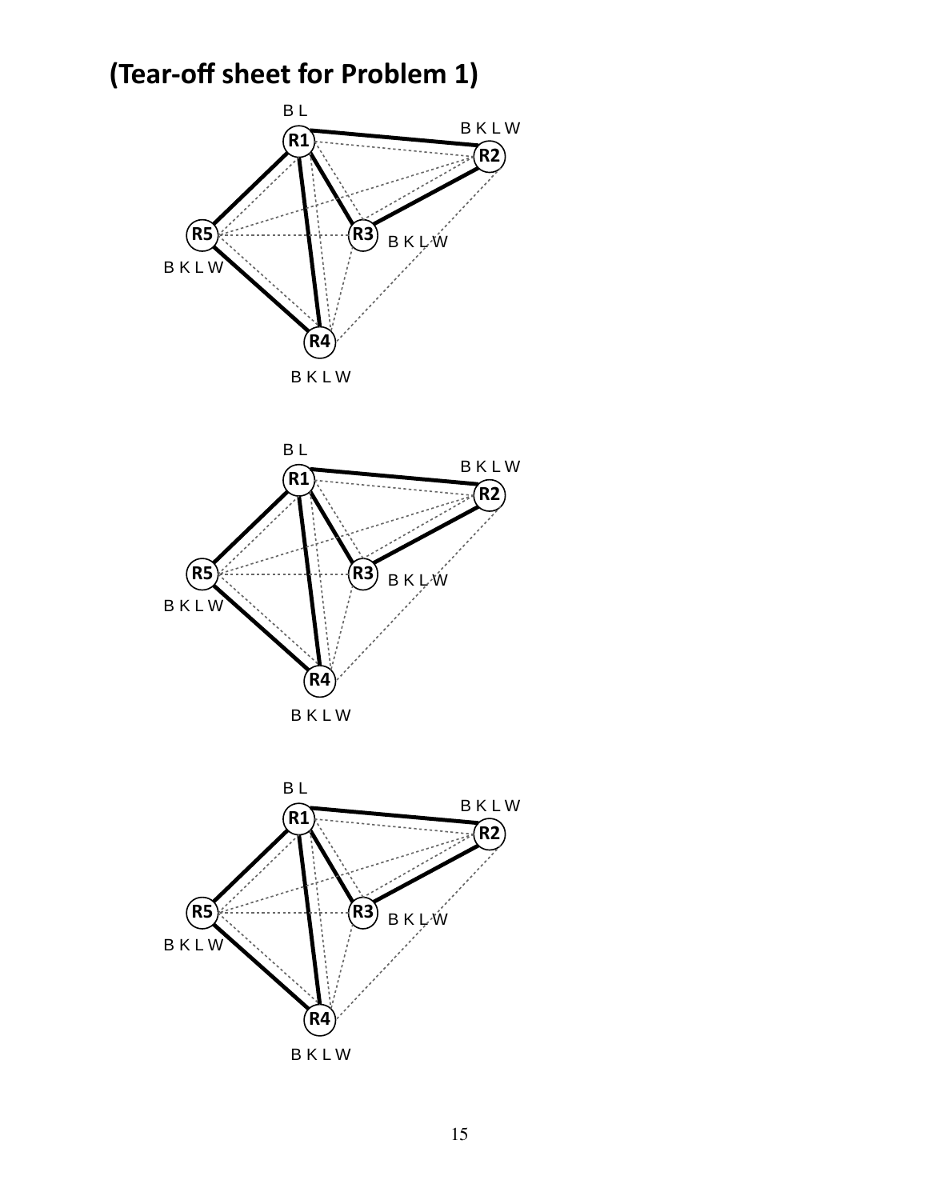# (Tear-off sheet for Problem 1)

B L

B K L W

R1

R2

R5

R3

B K L W

B K L W

R4

B K L W

B L

B K L W

R1

R2

R5

R3

B K L W

B K L W

R4

B K L W

B L

B K L W

R1

R2

R5

R3

B K L W

B K L W

R4

B K L W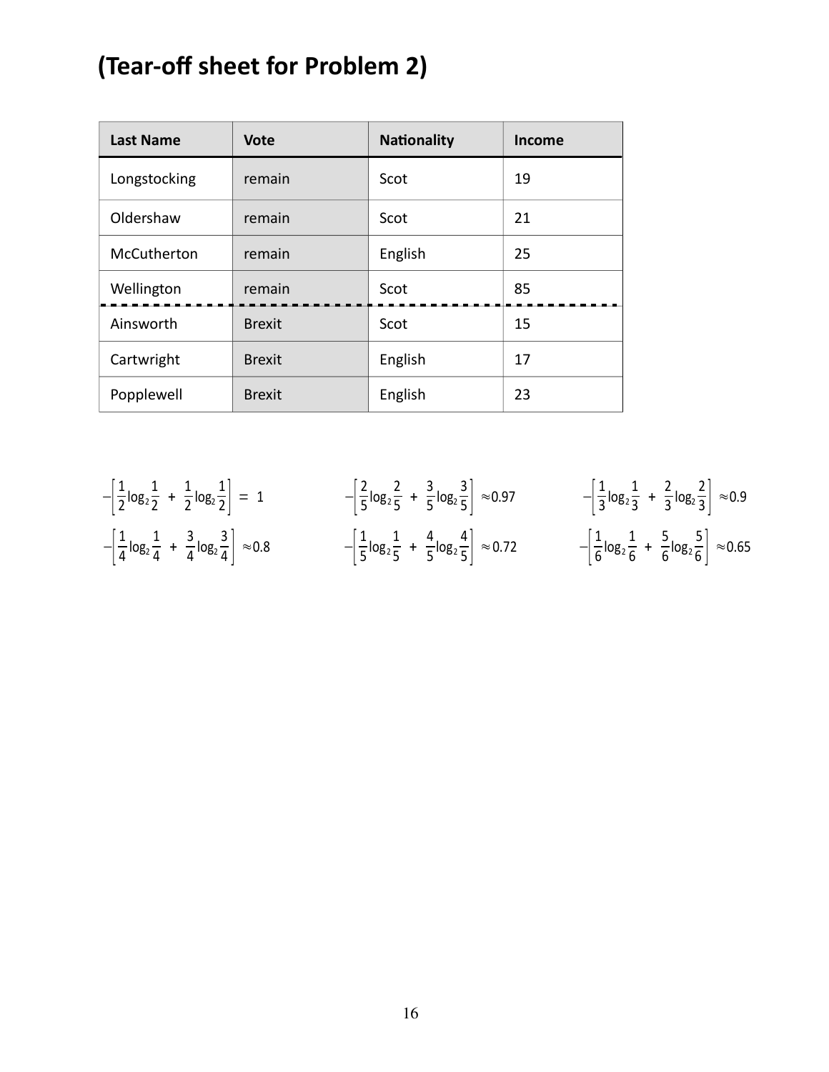# (Tear-off sheet for Problem 2)

| Last Name | Vote | Nationality | Income |
|---|---|---|---|
| Longstocking | remain | Scot | 19 |
| Oldershaw | remain | Scot | 21 |
| McCutherton | remain | English | 25 |
| Wellington | remain | Scot | 85 |
| Ainsworth | Brexit | Scot | 15 |
| Cartwright | Brexit | English | 17 |
| Popplewell | Brexit | English | 23 |

$$-\left[\frac{1}{2}\log_2\frac{1}{2} + \frac{1}{2}\log_2\frac{1}{2}\right] = 1$$

$$-\left[\frac{2}{5}\log_2\frac{2}{5} + \frac{3}{5}\log_2\frac{3}{5}\right] \approx 0.97$$

$$-\left[\frac{1}{3}\log_2\frac{1}{3} + \frac{2}{3}\log_2\frac{2}{3}\right] \approx 0.9$$

$$-\left[\frac{1}{4}\log_2\frac{1}{4} + \frac{3}{4}\log_2\frac{3}{4}\right] \approx 0.8$$

$$-\left[\frac{1}{5}\log_2\frac{1}{5} + \frac{4}{5}\log_2\frac{4}{5}\right] \approx 0.72$$

$$-\left[\frac{1}{6}\log_2\frac{1}{6} + \frac{5}{6}\log_2\frac{5}{6}\right] \approx 0.65$$